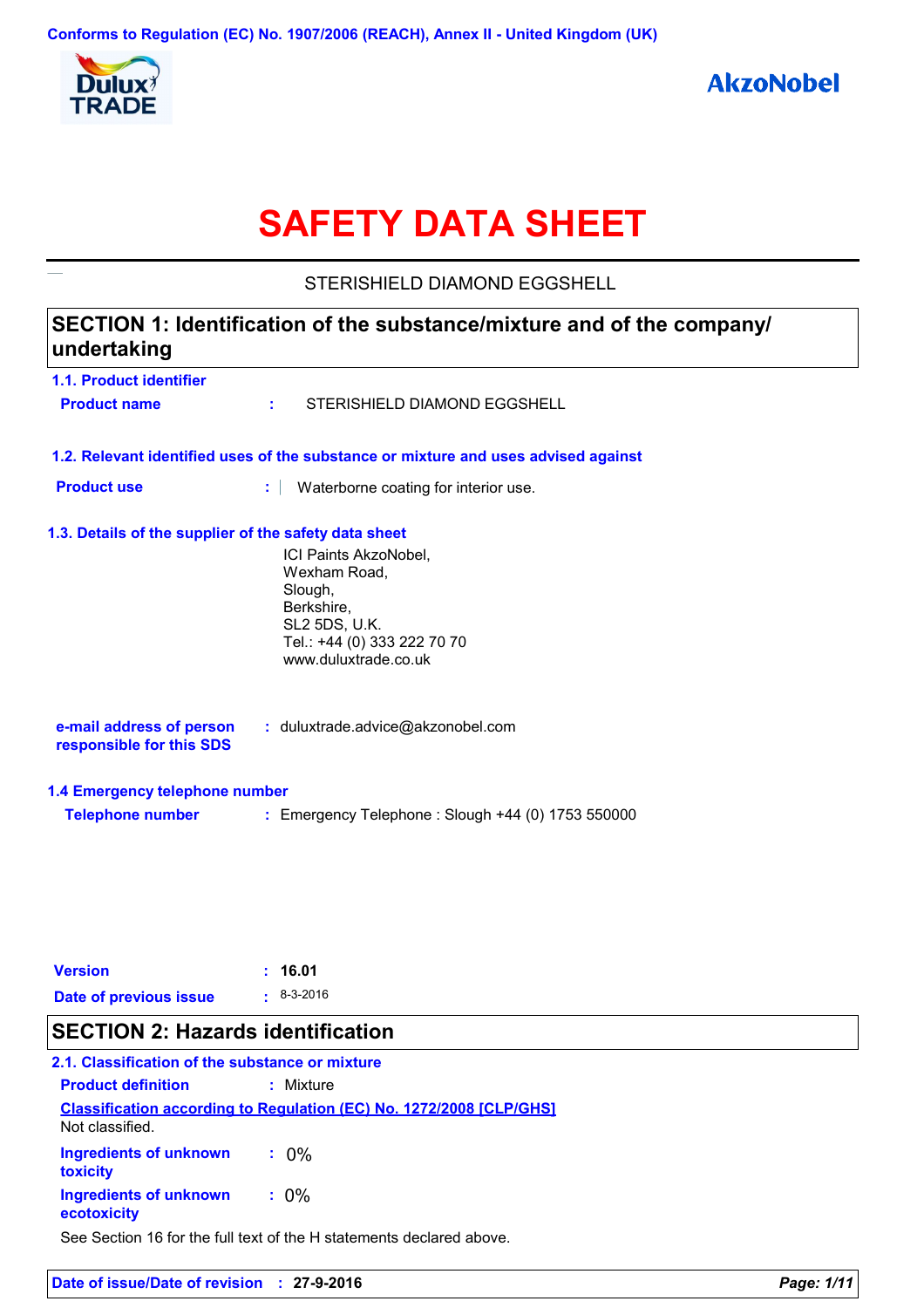Conforms to Regulation (EC) No. 1907/2006 (REACH), Annex II - United Kingdom (UK)

# SAFETY DATA SHEET

STERISHIELD DIAMOND EGGSHELL

## SECTION 1: Identification of the substance/mixture and of the company/ undertaking

### 1.1. Product identifier

**Product name** : STERISHIELD DIAMOND EGGSHELL

### 1.2. Relevant identified uses of the substance or mixture and uses advised against

**Product use** : Waterborne coating for interior use.

### 1.3. Details of the supplier of the safety data sheet

ICI Paints AkzoNobel,
Wexham Road,
Slough,
Berkshire,
SL2 5DS, U.K.
Tel.: +44 (0) 333 222 70 70
www.duluxtrade.co.uk

**e-mail address of person responsible for this SDS** : duluxtrade.advice@akzonobel.com

### 1.4 Emergency telephone number

**Telephone number** : Emergency Telephone : Slough +44 (0) 1753 550000

**Version** : **16.01**

**Date of previous issue** : 8-3-2016

## SECTION 2: Hazards identification

### 2.1. Classification of the substance or mixture

**Product definition** : Mixture

**Classification according to Regulation (EC) No. 1272/2008 [CLP/GHS]**

Not classified.

**Ingredients of unknown toxicity** : 0%

**Ingredients of unknown ecotoxicity** : 0%

See Section 16 for the full text of the H statements declared above.

**Date of issue/Date of revision** : **27-9-2016**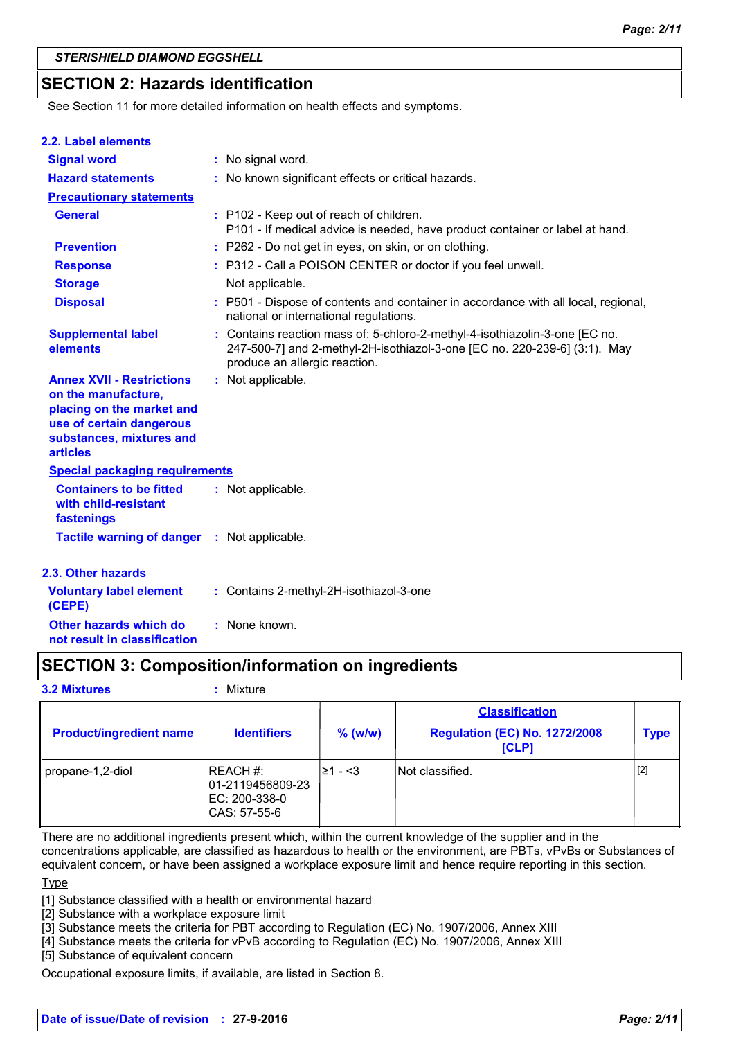## SECTION 2: Hazards identification

See Section 11 for more detailed information on health effects and symptoms.

### 2.2. Label elements

**Signal word** : No signal word.

**Hazard statements** : No known significant effects or critical hazards.

**Precautionary statements**

**General** : P102 - Keep out of reach of children.
P101 - If medical advice is needed, have product container or label at hand.

**Prevention** : P262 - Do not get in eyes, on skin, or on clothing.

**Response** : P312 - Call a POISON CENTER or doctor if you feel unwell.

**Storage** : Not applicable.

**Disposal** : P501 - Dispose of contents and container in accordance with all local, regional, national or international regulations.

**Supplemental label elements** : Contains reaction mass of: 5-chloro-2-methyl-4-isothiazolin-3-one [EC no. 247-500-7] and 2-methyl-2H-isothiazol-3-one [EC no. 220-239-6] (3:1). May produce an allergic reaction.

**Annex XVII - Restrictions on the manufacture, placing on the market and use of certain dangerous substances, mixtures and articles** : Not applicable.

**Special packaging requirements**

**Containers to be fitted with child-resistant fastenings** : Not applicable.

**Tactile warning of danger** : Not applicable.

### 2.3. Other hazards

**Voluntary label element (CEPE)** : Contains 2-methyl-2H-isothiazol-3-one

**Other hazards which do not result in classification** : None known.

## SECTION 3: Composition/information on ingredients

**3.2 Mixtures** : Mixture

| Product/ingredient name | Identifiers | % (w/w) | Classification Regulation (EC) No. 1272/2008 [CLP] | Type |
|---|---|---|---|---|
| propane-1,2-diol | REACH #: 01-2119456809-23<br>EC: 200-338-0<br>CAS: 57-55-6 | ≥1 - <3 | Not classified. | [2] |

There are no additional ingredients present which, within the current knowledge of the supplier and in the concentrations applicable, are classified as hazardous to health or the environment, are PBTs, vPvBs or Substances of equivalent concern, or have been assigned a workplace exposure limit and hence require reporting in this section.

Type

[1] Substance classified with a health or environmental hazard
[2] Substance with a workplace exposure limit
[3] Substance meets the criteria for PBT according to Regulation (EC) No. 1907/2006, Annex XIII
[4] Substance meets the criteria for vPvB according to Regulation (EC) No. 1907/2006, Annex XIII
[5] Substance of equivalent concern

Occupational exposure limits, if available, are listed in Section 8.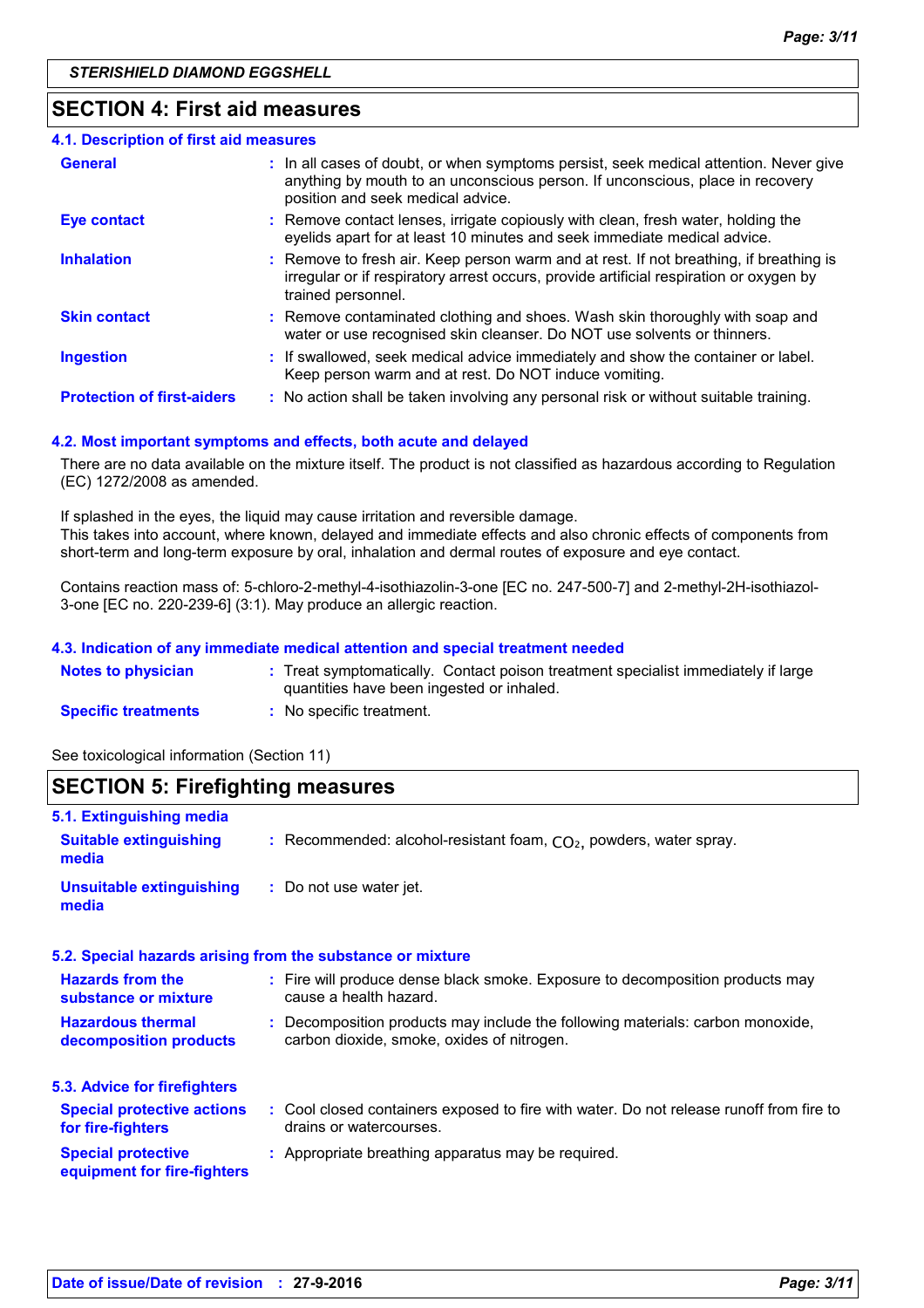## SECTION 4: First aid measures

### 4.1. Description of first aid measures

| | |
|---|---|
| **General** | : In all cases of doubt, or when symptoms persist, seek medical attention. Never give anything by mouth to an unconscious person. If unconscious, place in recovery position and seek medical advice. |
| **Eye contact** | : Remove contact lenses, irrigate copiously with clean, fresh water, holding the eyelids apart for at least 10 minutes and seek immediate medical advice. |
| **Inhalation** | : Remove to fresh air. Keep person warm and at rest. If not breathing, if breathing is irregular or if respiratory arrest occurs, provide artificial respiration or oxygen by trained personnel. |
| **Skin contact** | : Remove contaminated clothing and shoes. Wash skin thoroughly with soap and water or use recognised skin cleanser. Do NOT use solvents or thinners. |
| **Ingestion** | : If swallowed, seek medical advice immediately and show the container or label. Keep person warm and at rest. Do NOT induce vomiting. |
| **Protection of first-aiders** | : No action shall be taken involving any personal risk or without suitable training. |

### 4.2. Most important symptoms and effects, both acute and delayed

There are no data available on the mixture itself. The product is not classified as hazardous according to Regulation (EC) 1272/2008 as amended.

If splashed in the eyes, the liquid may cause irritation and reversible damage.
This takes into account, where known, delayed and immediate effects and also chronic effects of components from short-term and long-term exposure by oral, inhalation and dermal routes of exposure and eye contact.

Contains reaction mass of: 5-chloro-2-methyl-4-isothiazolin-3-one [EC no. 247-500-7] and 2-methyl-2H-isothiazol-3-one [EC no. 220-239-6] (3:1). May produce an allergic reaction.

### 4.3. Indication of any immediate medical attention and special treatment needed

| | |
|---|---|
| **Notes to physician** | : Treat symptomatically. Contact poison treatment specialist immediately if large quantities have been ingested or inhaled. |
| **Specific treatments** | : No specific treatment. |

See toxicological information (Section 11)

## SECTION 5: Firefighting measures

### 5.1. Extinguishing media

| | |
|---|---|
| **Suitable extinguishing media** | : Recommended: alcohol-resistant foam, $CO_2$, powders, water spray. |
| **Unsuitable extinguishing media** | : Do not use water jet. |

### 5.2. Special hazards arising from the substance or mixture

| | |
|---|---|
| **Hazards from the substance or mixture** | : Fire will produce dense black smoke. Exposure to decomposition products may cause a health hazard. |
| **Hazardous thermal decomposition products** | : Decomposition products may include the following materials: carbon monoxide, carbon dioxide, smoke, oxides of nitrogen. |

### 5.3. Advice for firefighters

| | |
|---|---|
| **Special protective actions for fire-fighters** | : Cool closed containers exposed to fire with water. Do not release runoff from fire to drains or watercourses. |
| **Special protective equipment for fire-fighters** | : Appropriate breathing apparatus may be required. |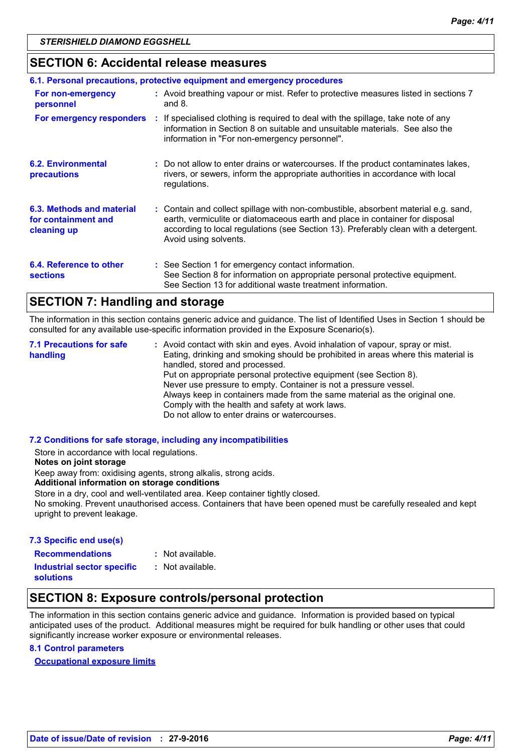STERISHIELD DIAMOND EGGSHELL

## SECTION 6: Accidental release measures

### 6.1. Personal precautions, protective equipment and emergency procedures

| | |
|---|---|
| **For non-emergency personnel** | : Avoid breathing vapour or mist. Refer to protective measures listed in sections 7 and 8. |
| **For emergency responders** | : If specialised clothing is required to deal with the spillage, take note of any information in Section 8 on suitable and unsuitable materials. See also the information in "For non-emergency personnel". |

**6.2. Environmental precautions** : Do not allow to enter drains or watercourses. If the product contaminates lakes, rivers, or sewers, inform the appropriate authorities in accordance with local regulations.

**6.3. Methods and material for containment and cleaning up** : Contain and collect spillage with non-combustible, absorbent material e.g. sand, earth, vermiculite or diatomaceous earth and place in container for disposal according to local regulations (see Section 13). Preferably clean with a detergent. Avoid using solvents.

**6.4. Reference to other sections** : See Section 1 for emergency contact information.
See Section 8 for information on appropriate personal protective equipment.
See Section 13 for additional waste treatment information.

## SECTION 7: Handling and storage

The information in this section contains generic advice and guidance. The list of Identified Uses in Section 1 should be consulted for any available use-specific information provided in the Exposure Scenario(s).

**7.1 Precautions for safe handling** : Avoid contact with skin and eyes. Avoid inhalation of vapour, spray or mist.
Eating, drinking and smoking should be prohibited in areas where this material is handled, stored and processed.
Put on appropriate personal protective equipment (see Section 8).
Never use pressure to empty. Container is not a pressure vessel.
Always keep in containers made from the same material as the original one.
Comply with the health and safety at work laws.
Do not allow to enter drains or watercourses.

### 7.2 Conditions for safe storage, including any incompatibilities

Store in accordance with local regulations.

**Notes on joint storage**

Keep away from: oxidising agents, strong alkalis, strong acids.

**Additional information on storage conditions**

Store in a dry, cool and well-ventilated area. Keep container tightly closed.
No smoking. Prevent unauthorised access. Containers that have been opened must be carefully resealed and kept upright to prevent leakage.

### 7.3 Specific end use(s)

| | |
|---|---|
| **Recommendations** | : Not available. |
| **Industrial sector specific solutions** | : Not available. |

## SECTION 8: Exposure controls/personal protection

The information in this section contains generic advice and guidance. Information is provided based on typical anticipated uses of the product. Additional measures might be required for bulk handling or other uses that could significantly increase worker exposure or environmental releases.

### 8.1 Control parameters

**Occupational exposure limits**

**Date of issue/Date of revision** : 27-9-2016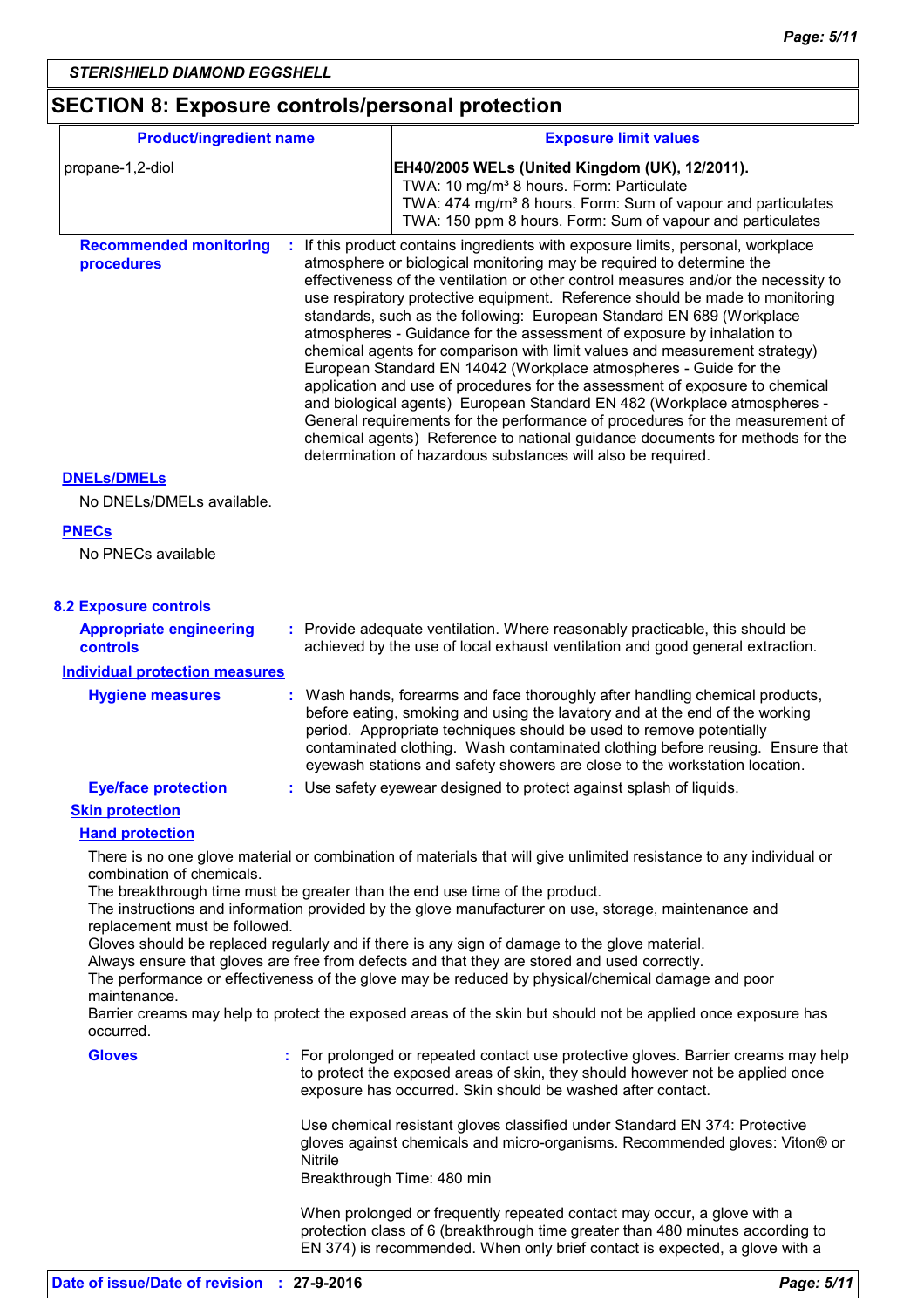**STERISHIELD DIAMOND EGGSHELL**

## SECTION 8: Exposure controls/personal protection

| Product/ingredient name | Exposure limit values |
|---|---|
| propane-1,2-diol | **EH40/2005 WELs (United Kingdom (UK), 12/2011).**<br>TWA: 10 mg/m³ 8 hours. Form: Particulate<br>TWA: 474 mg/m³ 8 hours. Form: Sum of vapour and particulates<br>TWA: 150 ppm 8 hours. Form: Sum of vapour and particulates |

**Recommended monitoring procedures** : If this product contains ingredients with exposure limits, personal, workplace atmosphere or biological monitoring may be required to determine the effectiveness of the ventilation or other control measures and/or the necessity to use respiratory protective equipment. Reference should be made to monitoring standards, such as the following: European Standard EN 689 (Workplace atmospheres - Guidance for the assessment of exposure by inhalation to chemical agents for comparison with limit values and measurement strategy) European Standard EN 14042 (Workplace atmospheres - Guide for the application and use of procedures for the assessment of exposure to chemical and biological agents) European Standard EN 482 (Workplace atmospheres - General requirements for the performance of procedures for the measurement of chemical agents) Reference to national guidance documents for methods for the determination of hazardous substances will also be required.

**DNELs/DMELs**

No DNELs/DMELs available.

**PNECs**

No PNECs available

### 8.2 Exposure controls

**Appropriate engineering controls** : Provide adequate ventilation. Where reasonably practicable, this should be achieved by the use of local exhaust ventilation and good general extraction.

**Individual protection measures**

**Hygiene measures** : Wash hands, forearms and face thoroughly after handling chemical products, before eating, smoking and using the lavatory and at the end of the working period. Appropriate techniques should be used to remove potentially contaminated clothing. Wash contaminated clothing before reusing. Ensure that eyewash stations and safety showers are close to the workstation location.

**Eye/face protection** : Use safety eyewear designed to protect against splash of liquids.

**Skin protection**

**Hand protection**

There is no one glove material or combination of materials that will give unlimited resistance to any individual or combination of chemicals.
The breakthrough time must be greater than the end use time of the product.
The instructions and information provided by the glove manufacturer on use, storage, maintenance and replacement must be followed.
Gloves should be replaced regularly and if there is any sign of damage to the glove material.
Always ensure that gloves are free from defects and that they are stored and used correctly.
The performance or effectiveness of the glove may be reduced by physical/chemical damage and poor maintenance.
Barrier creams may help to protect the exposed areas of the skin but should not be applied once exposure has occurred.

**Gloves** : For prolonged or repeated contact use protective gloves. Barrier creams may help to protect the exposed areas of skin, they should however not be applied once exposure has occurred. Skin should be washed after contact.

Use chemical resistant gloves classified under Standard EN 374: Protective gloves against chemicals and micro-organisms. Recommended gloves: Viton® or Nitrile
Breakthrough Time: 480 min

When prolonged or frequently repeated contact may occur, a glove with a protection class of 6 (breakthrough time greater than 480 minutes according to EN 374) is recommended. When only brief contact is expected, a glove with a

**Date of issue/Date of revision** : **27-9-2016**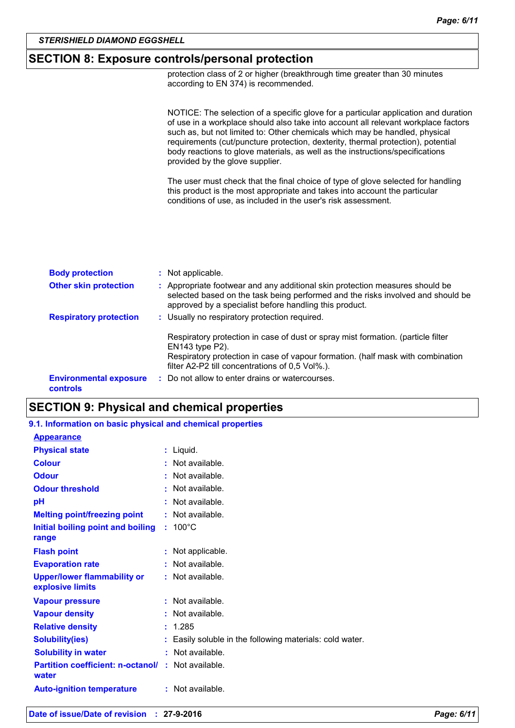## SECTION 8: Exposure controls/personal protection

protection class of 2 or higher (breakthrough time greater than 30 minutes according to EN 374) is recommended.

NOTICE: The selection of a specific glove for a particular application and duration of use in a workplace should also take into account all relevant workplace factors such as, but not limited to: Other chemicals which may be handled, physical requirements (cut/puncture protection, dexterity, thermal protection), potential body reactions to glove materials, as well as the instructions/specifications provided by the glove supplier.

The user must check that the final choice of type of glove selected for handling this product is the most appropriate and takes into account the particular conditions of use, as included in the user's risk assessment.

**Body protection** : Not applicable.

**Other skin protection** : Appropriate footwear and any additional skin protection measures should be selected based on the task being performed and the risks involved and should be approved by a specialist before handling this product.

**Respiratory protection** : Usually no respiratory protection required.

Respiratory protection in case of dust or spray mist formation. (particle filter EN143 type P2).
Respiratory protection in case of vapour formation. (half mask with combination filter A2-P2 till concentrations of 0,5 Vol%.).

**Environmental exposure controls** : Do not allow to enter drains or watercourses.

## SECTION 9: Physical and chemical properties

### 9.1. Information on basic physical and chemical properties

**Appearance**

| | |
|---|---|
| **Physical state** | : Liquid. |
| **Colour** | : Not available. |
| **Odour** | : Not available. |
| **Odour threshold** | : Not available. |
| **pH** | : Not available. |
| **Melting point/freezing point** | : Not available. |
| **Initial boiling point and boiling range** | : 100°C |
| **Flash point** | : Not applicable. |
| **Evaporation rate** | : Not available. |
| **Upper/lower flammability or explosive limits** | : Not available. |
| **Vapour pressure** | : Not available. |
| **Vapour density** | : Not available. |
| **Relative density** | : 1.285 |
| **Solubility(ies)** | : Easily soluble in the following materials: cold water. |
| **Solubility in water** | : Not available. |
| **Partition coefficient: n-octanol/water** | : Not available. |
| **Auto-ignition temperature** | : Not available. |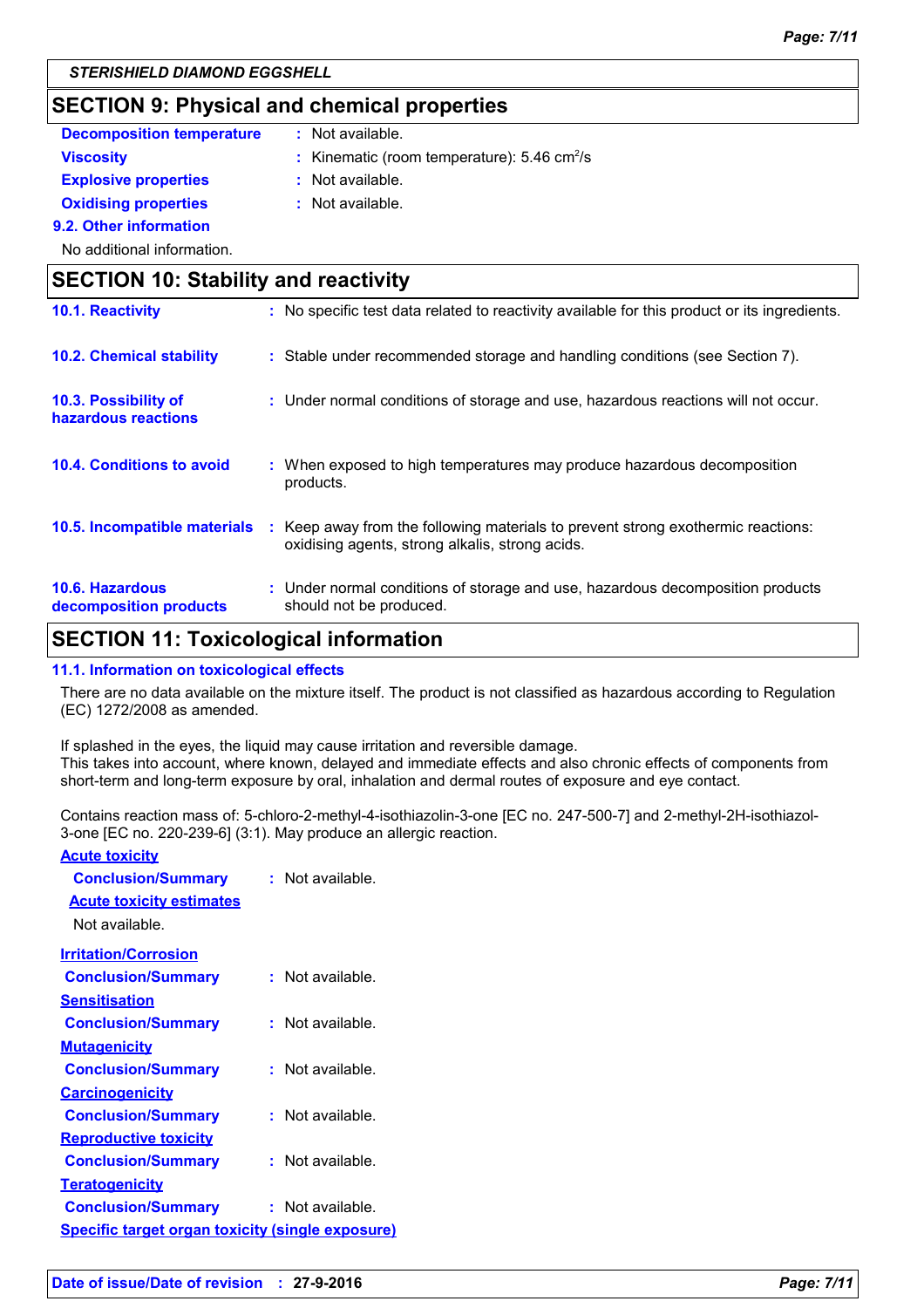## SECTION 9: Physical and chemical properties

| | | |
|---|---|---|
| **Decomposition temperature** | : | Not available. |
| **Viscosity** | : | Kinematic (room temperature): 5.46 $cm^2/s$ |
| **Explosive properties** | : | Not available. |
| **Oxidising properties** | : | Not available. |

### 9.2. Other information

No additional information.

## SECTION 10: Stability and reactivity

| | | |
|---|---|---|
| **10.1. Reactivity** | : | No specific test data related to reactivity available for this product or its ingredients. |
| **10.2. Chemical stability** | : | Stable under recommended storage and handling conditions (see Section 7). |
| **10.3. Possibility of hazardous reactions** | : | Under normal conditions of storage and use, hazardous reactions will not occur. |
| **10.4. Conditions to avoid** | : | When exposed to high temperatures may produce hazardous decomposition products. |
| **10.5. Incompatible materials** | : | Keep away from the following materials to prevent strong exothermic reactions: oxidising agents, strong alkalis, strong acids. |
| **10.6. Hazardous decomposition products** | : | Under normal conditions of storage and use, hazardous decomposition products should not be produced. |

## SECTION 11: Toxicological information

### 11.1. Information on toxicological effects

There are no data available on the mixture itself. The product is not classified as hazardous according to Regulation (EC) 1272/2008 as amended.

If splashed in the eyes, the liquid may cause irritation and reversible damage.
This takes into account, where known, delayed and immediate effects and also chronic effects of components from short-term and long-term exposure by oral, inhalation and dermal routes of exposure and eye contact.

Contains reaction mass of: 5-chloro-2-methyl-4-isothiazolin-3-one [EC no. 247-500-7] and 2-methyl-2H-isothiazol-3-one [EC no. 220-239-6] (3:1). May produce an allergic reaction.

**Acute toxicity**

**Conclusion/Summary** : Not available.

**Acute toxicity estimates**

Not available.

**Irritation/Corrosion**

**Conclusion/Summary** : Not available.

**Sensitisation**

**Conclusion/Summary** : Not available.

**Mutagenicity**

**Conclusion/Summary** : Not available.

**Carcinogenicity**

**Conclusion/Summary** : Not available.

**Reproductive toxicity**

**Conclusion/Summary** : Not available.

**Teratogenicity**

**Conclusion/Summary** : Not available.

**Specific target organ toxicity (single exposure)**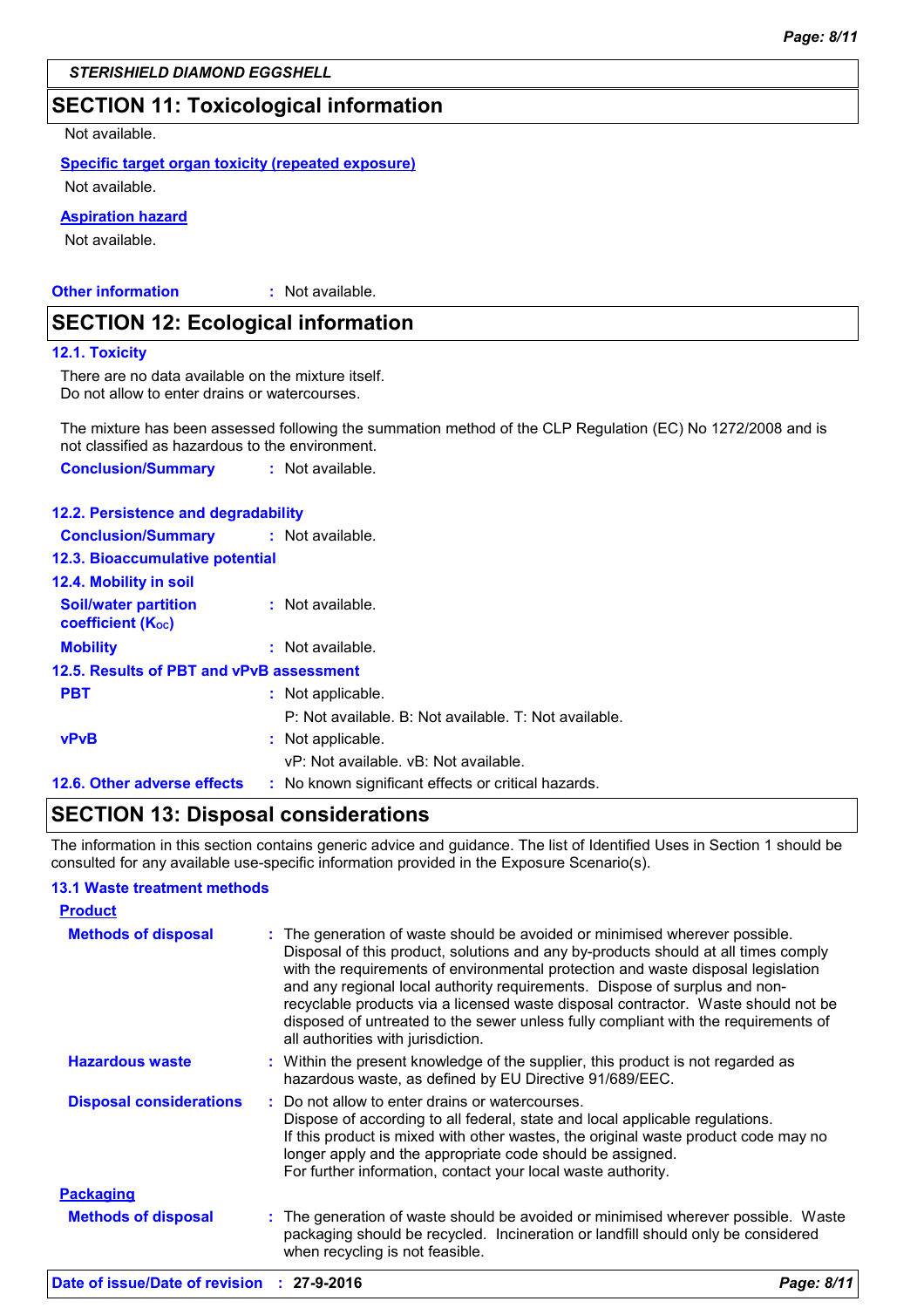STERISHIELD DIAMOND EGGSHELL

## SECTION 11: Toxicological information

Not available.

**Specific target organ toxicity (repeated exposure)**

Not available.

**Aspiration hazard**

Not available.

**Other information** : Not available.

## SECTION 12: Ecological information

### 12.1. Toxicity

There are no data available on the mixture itself.
Do not allow to enter drains or watercourses.

The mixture has been assessed following the summation method of the CLP Regulation (EC) No 1272/2008 and is not classified as hazardous to the environment.

**Conclusion/Summary** : Not available.

### 12.2. Persistence and degradability

**Conclusion/Summary** : Not available.

### 12.3. Bioaccumulative potential

### 12.4. Mobility in soil

**Soil/water partition coefficient ($K_{OC}$)** : Not available.

**Mobility** : Not available.

### 12.5. Results of PBT and vPvB assessment

**PBT** : Not applicable.
P: Not available. B: Not available. T: Not available.

**vPvB** : Not applicable.
vP: Not available. vB: Not available.

### 12.6. Other adverse effects

: No known significant effects or critical hazards.

## SECTION 13: Disposal considerations

The information in this section contains generic advice and guidance. The list of Identified Uses in Section 1 should be consulted for any available use-specific information provided in the Exposure Scenario(s).

### 13.1 Waste treatment methods

**Product**

**Methods of disposal** : The generation of waste should be avoided or minimised wherever possible. Disposal of this product, solutions and any by-products should at all times comply with the requirements of environmental protection and waste disposal legislation and any regional local authority requirements. Dispose of surplus and non-recyclable products via a licensed waste disposal contractor. Waste should not be disposed of untreated to the sewer unless fully compliant with the requirements of all authorities with jurisdiction.

**Hazardous waste** : Within the present knowledge of the supplier, this product is not regarded as hazardous waste, as defined by EU Directive 91/689/EEC.

**Disposal considerations** : Do not allow to enter drains or watercourses.
Dispose of according to all federal, state and local applicable regulations.
If this product is mixed with other wastes, the original waste product code may no longer apply and the appropriate code should be assigned.
For further information, contact your local waste authority.

**Packaging**

**Methods of disposal** : The generation of waste should be avoided or minimised wherever possible. Waste packaging should be recycled. Incineration or landfill should only be considered when recycling is not feasible.

**Date of issue/Date of revision** : 27-9-2016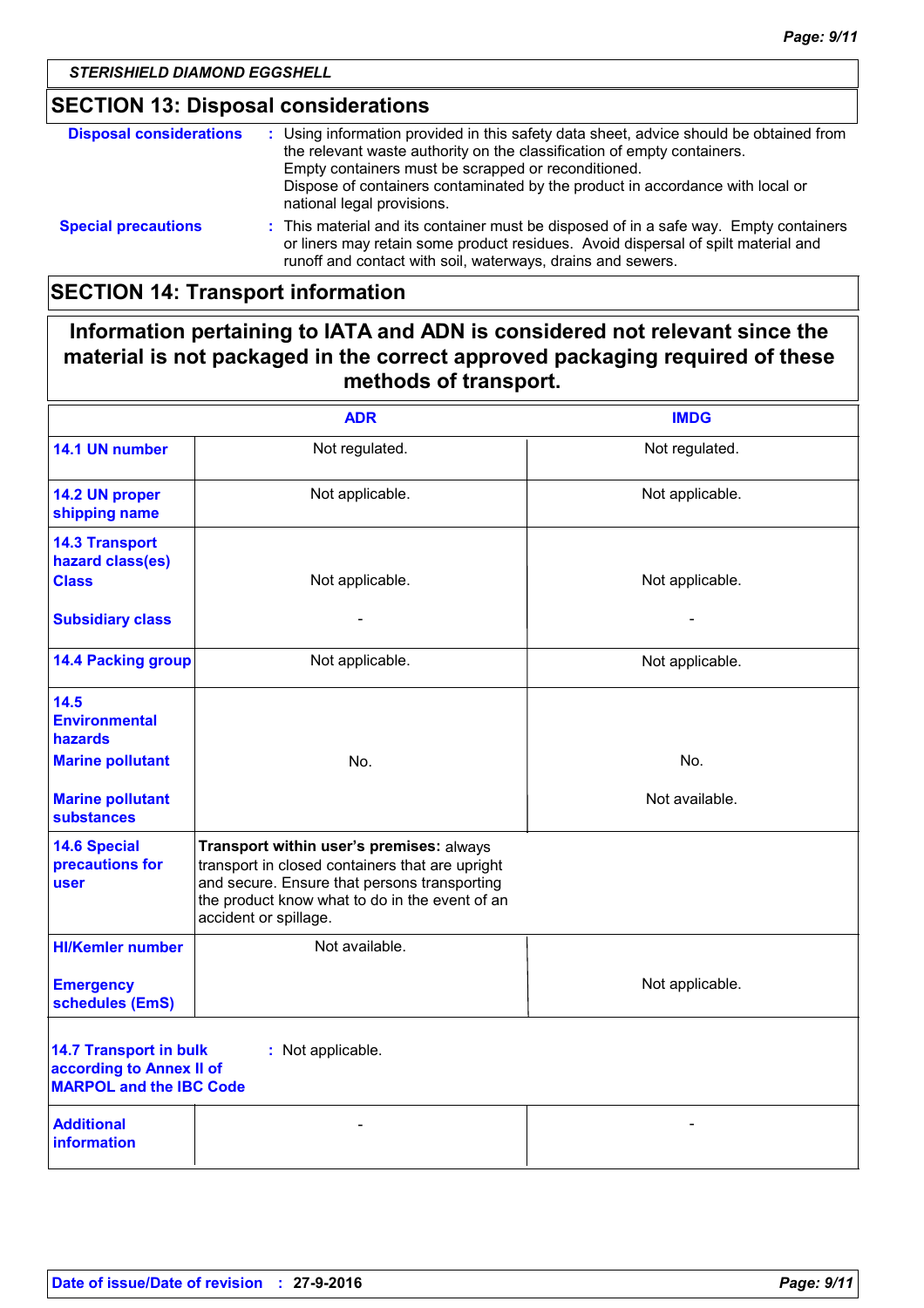STERISHIELD DIAMOND EGGSHELL

## SECTION 13: Disposal considerations

**Disposal considerations** : Using information provided in this safety data sheet, advice should be obtained from the relevant waste authority on the classification of empty containers.
Empty containers must be scrapped or reconditioned.
Dispose of containers contaminated by the product in accordance with local or national legal provisions.

**Special precautions** : This material and its container must be disposed of in a safe way. Empty containers or liners may retain some product residues. Avoid dispersal of spilt material and runoff and contact with soil, waterways, drains and sewers.

## SECTION 14: Transport information

**Information pertaining to IATA and ADN is considered not relevant since the material is not packaged in the correct approved packaging required of these methods of transport.**

| | ADR | IMDG |
|---|---|---|
| **14.1 UN number** | Not regulated. | Not regulated. |
| **14.2 UN proper shipping name** | Not applicable. | Not applicable. |
| **14.3 Transport hazard class(es) Class** | Not applicable. | Not applicable. |
| **Subsidiary class** | - | - |
| **14.4 Packing group** | Not applicable. | Not applicable. |
| **14.5 Environmental hazards Marine pollutant** | No. | No. |
| **Marine pollutant substances** | | Not available. |
| **14.6 Special precautions for user** | **Transport within user's premises:** always transport in closed containers that are upright and secure. Ensure that persons transporting the product know what to do in the event of an accident or spillage. | |
| **HI/Kemler number** | Not available. | |
| **Emergency schedules (EmS)** | | Not applicable. |
| **14.7 Transport in bulk according to Annex II of MARPOL and the IBC Code** | Not applicable. | |
| **Additional information** | - | - |

**Date of issue/Date of revision** : **27-9-2016**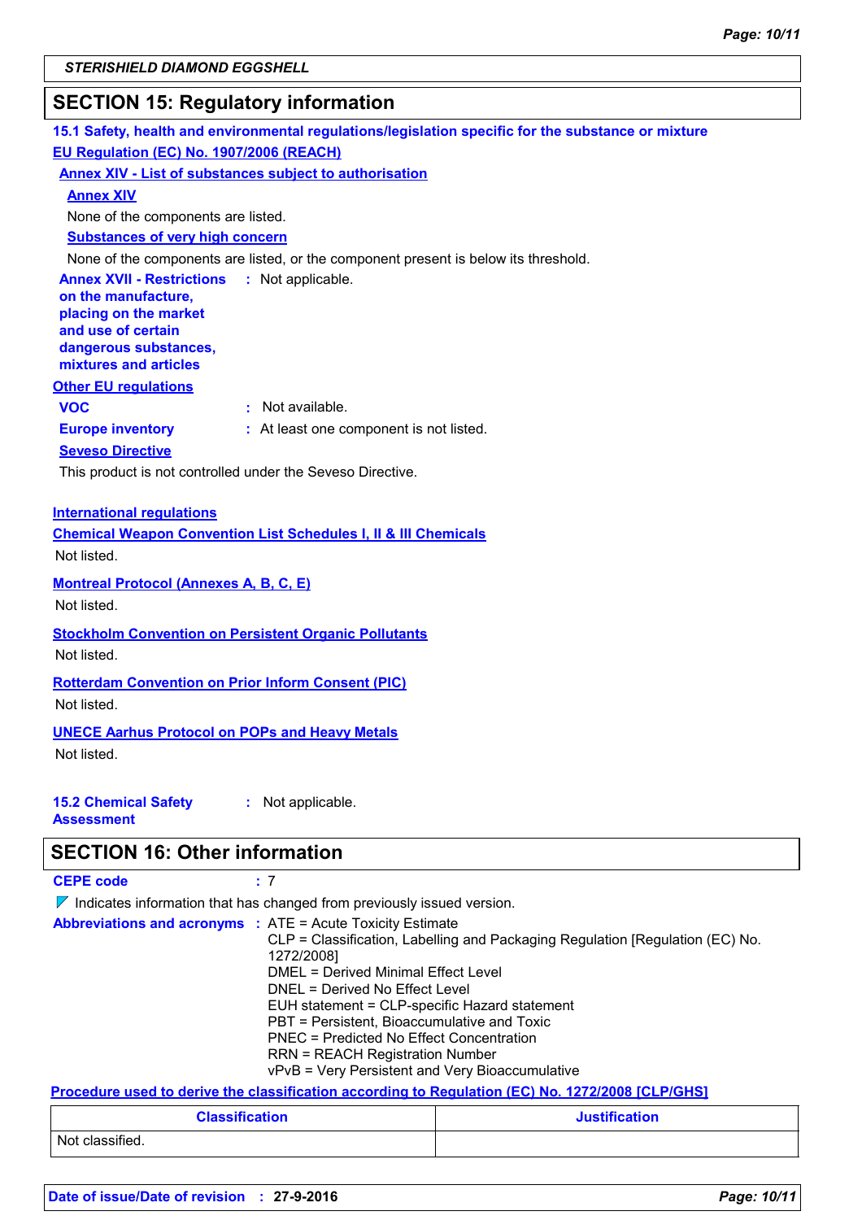## SECTION 15: Regulatory information

### 15.1 Safety, health and environmental regulations/legislation specific for the substance or mixture

**EU Regulation (EC) No. 1907/2006 (REACH)**

**Annex XIV - List of substances subject to authorisation**

**Annex XIV**

None of the components are listed.

**Substances of very high concern**

None of the components are listed, or the component present is below its threshold.

**Annex XVII - Restrictions on the manufacture, placing on the market and use of certain dangerous substances, mixtures and articles** : Not applicable.

**Other EU regulations**

**VOC** : Not available.

**Europe inventory** : At least one component is not listed.

**Seveso Directive**

This product is not controlled under the Seveso Directive.

**International regulations**

**Chemical Weapon Convention List Schedules I, II & III Chemicals**

Not listed.

**Montreal Protocol (Annexes A, B, C, E)**

Not listed.

**Stockholm Convention on Persistent Organic Pollutants**

Not listed.

**Rotterdam Convention on Prior Inform Consent (PIC)**

Not listed.

**UNECE Aarhus Protocol on POPs and Heavy Metals**

Not listed.

**15.2 Chemical Safety Assessment** : Not applicable.

## SECTION 16: Other information

**CEPE code** : 7

Indicates information that has changed from previously issued version.

**Abbreviations and acronyms** : ATE = Acute Toxicity Estimate
CLP = Classification, Labelling and Packaging Regulation [Regulation (EC) No. 1272/2008]
DMEL = Derived Minimal Effect Level
DNEL = Derived No Effect Level
EUH statement = CLP-specific Hazard statement
PBT = Persistent, Bioaccumulative and Toxic
PNEC = Predicted No Effect Concentration
RRN = REACH Registration Number
vPvB = Very Persistent and Very Bioaccumulative

**Procedure used to derive the classification according to Regulation (EC) No. 1272/2008 [CLP/GHS]**

| Classification | Justification |
|---|---|
| Not classified. | |

**Date of issue/Date of revision** : 27-9-2016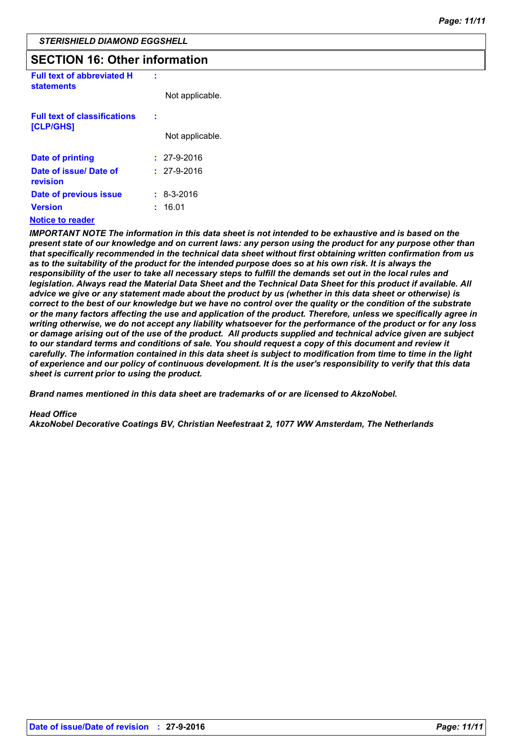## SECTION 16: Other information

**Full text of abbreviated H statements** : Not applicable.

**Full text of classifications [CLP/GHS]** : Not applicable.

**Date of printing** : 27-9-2016

**Date of issue/ Date of revision** : 27-9-2016

**Date of previous issue** : 8-3-2016

**Version** : 16.01

**Notice to reader**

***IMPORTANT NOTE The information in this data sheet is not intended to be exhaustive and is based on the present state of our knowledge and on current laws: any person using the product for any purpose other than that specifically recommended in the technical data sheet without first obtaining written confirmation from us as to the suitability of the product for the intended purpose does so at his own risk. It is always the responsibility of the user to take all necessary steps to fulfill the demands set out in the local rules and legislation. Always read the Material Data Sheet and the Technical Data Sheet for this product if available. All advice we give or any statement made about the product by us (whether in this data sheet or otherwise) is correct to the best of our knowledge but we have no control over the quality or the condition of the substrate or the many factors affecting the use and application of the product. Therefore, unless we specifically agree in writing otherwise, we do not accept any liability whatsoever for the performance of the product or for any loss or damage arising out of the use of the product. All products supplied and technical advice given are subject to our standard terms and conditions of sale. You should request a copy of this document and review it carefully. The information contained in this data sheet is subject to modification from time to time in the light of experience and our policy of continuous development. It is the user's responsibility to verify that this data sheet is current prior to using the product.***

***Brand names mentioned in this data sheet are trademarks of or are licensed to AkzoNobel.***

***Head Office***
***AkzoNobel Decorative Coatings BV, Christian Neefestraat 2, 1077 WW Amsterdam, The Netherlands***